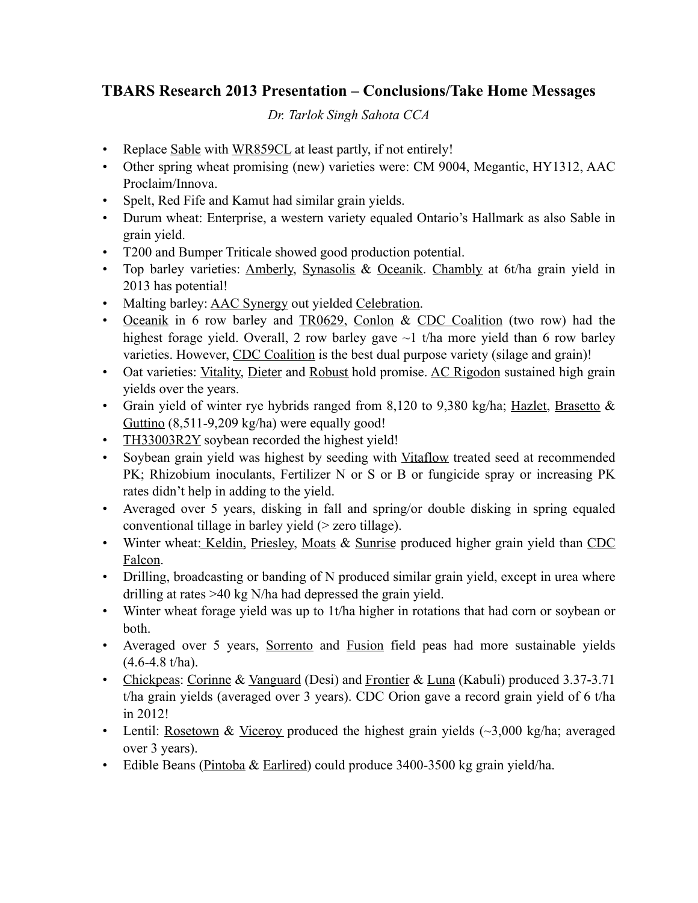## TBARS Research 2013 Presentation – Conclusions/Take Home Messages

*Dr. Tarlok Singh Sahota CCA*

- Replace Sable with WR859CL at least partly, if not entirely!
- Other spring wheat promising (new) varieties were: CM 9004, Megantic, HY1312, AAC Proclaim/Innova.
- Spelt, Red Fife and Kamut had similar grain yields.
- Durum wheat: Enterprise, a western variety equaled Ontario's Hallmark as also Sable in grain yield.
- T200 and Bumper Triticale showed good production potential.
- Top barley varieties: Amberly, Synasolis & Oceanik. Chambly at 6t/ha grain yield in 2013 has potential!
- Malting barley: AAC Synergy out yielded Celebration.
- Oceanik in 6 row barley and TR0629, Conlon & CDC Coalition (two row) had the highest forage yield. Overall, 2 row barley gave ~1 t/ha more yield than 6 row barley varieties. However, CDC Coalition is the best dual purpose variety (silage and grain)!
- Oat varieties: Vitality, Dieter and Robust hold promise. AC Rigodon sustained high grain yields over the years.
- Grain yield of winter rye hybrids ranged from 8,120 to 9,380 kg/ha; Hazlet, Brasetto & Guttino (8,511-9,209 kg/ha) were equally good!
- TH33003R2Y soybean recorded the highest yield!
- Soybean grain yield was highest by seeding with Vitaflow treated seed at recommended PK; Rhizobium inoculants, Fertilizer N or S or B or fungicide spray or increasing PK rates didn't help in adding to the yield.
- Averaged over 5 years, disking in fall and spring/or double disking in spring equaled conventional tillage in barley yield (> zero tillage).
- Winter wheat: Keldin, Priesley, Moats & Sunrise produced higher grain yield than CDC Falcon.
- Drilling, broadcasting or banding of N produced similar grain yield, except in urea where drilling at rates >40 kg N/ha had depressed the grain yield.
- Winter wheat forage yield was up to 1t/ha higher in rotations that had corn or soybean or both.
- Averaged over 5 years, Sorrento and Fusion field peas had more sustainable yields (4.6-4.8 t/ha).
- Chickpeas: Corinne & Vanguard (Desi) and Frontier & Luna (Kabuli) produced 3.37-3.71 t/ha grain yields (averaged over 3 years). CDC Orion gave a record grain yield of 6 t/ha in 2012!
- Lentil: Rosetown & Viceroy produced the highest grain yields (~3,000 kg/ha; averaged over 3 years).
- Edible Beans (Pintoba & Earlired) could produce 3400-3500 kg grain yield/ha.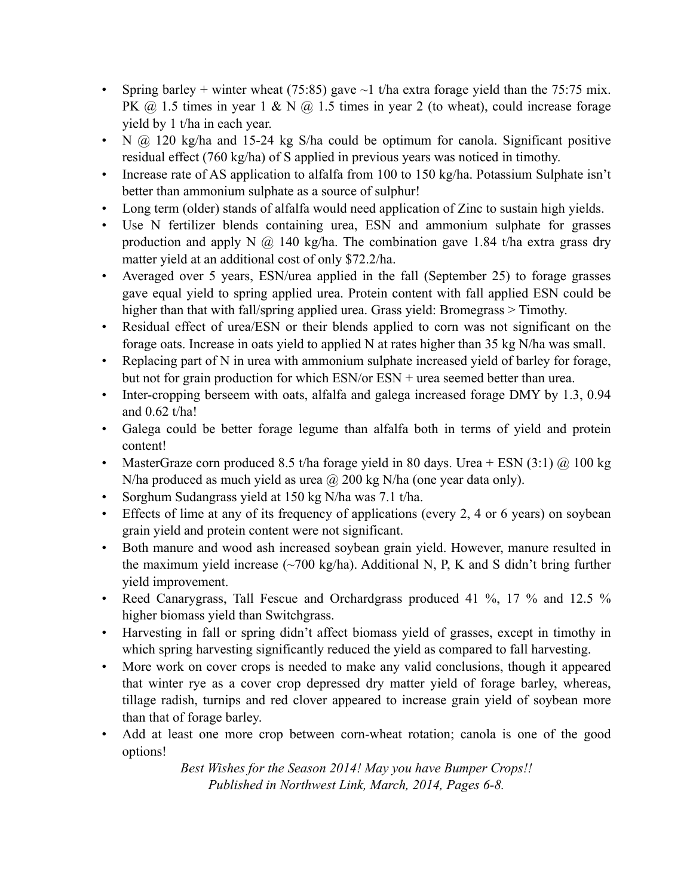- Spring barley + winter wheat (75:85) gave ~1 t/ha extra forage yield than the 75:75 mix. PK @ 1.5 times in year 1 & N @ 1.5 times in year 2 (to wheat), could increase forage yield by 1 t/ha in each year.
- N @ 120 kg/ha and 15-24 kg S/ha could be optimum for canola. Significant positive residual effect (760 kg/ha) of S applied in previous years was noticed in timothy.
- Increase rate of AS application to alfalfa from 100 to 150 kg/ha. Potassium Sulphate isn't better than ammonium sulphate as a source of sulphur!
- Long term (older) stands of alfalfa would need application of Zinc to sustain high yields.
- Use N fertilizer blends containing urea, ESN and ammonium sulphate for grasses production and apply N @ 140 kg/ha. The combination gave 1.84 t/ha extra grass dry matter yield at an additional cost of only $72.2/ha.
- Averaged over 5 years, ESN/urea applied in the fall (September 25) to forage grasses gave equal yield to spring applied urea. Protein content with fall applied ESN could be higher than that with fall/spring applied urea. Grass yield: Bromegrass > Timothy.
- Residual effect of urea/ESN or their blends applied to corn was not significant on the forage oats. Increase in oats yield to applied N at rates higher than 35 kg N/ha was small.
- Replacing part of N in urea with ammonium sulphate increased yield of barley for forage, but not for grain production for which ESN/or ESN + urea seemed better than urea.
- Inter-cropping berseem with oats, alfalfa and galega increased forage DMY by 1.3, 0.94 and 0.62 t/ha!
- Galega could be better forage legume than alfalfa both in terms of yield and protein content!
- MasterGraze corn produced 8.5 t/ha forage yield in 80 days. Urea + ESN (3:1) @ 100 kg N/ha produced as much yield as urea @ 200 kg N/ha (one year data only).
- Sorghum Sudangrass yield at 150 kg N/ha was 7.1 t/ha.
- Effects of lime at any of its frequency of applications (every 2, 4 or 6 years) on soybean grain yield and protein content were not significant.
- Both manure and wood ash increased soybean grain yield. However, manure resulted in the maximum yield increase (~700 kg/ha). Additional N, P, K and S didn't bring further yield improvement.
- Reed Canarygrass, Tall Fescue and Orchardgrass produced 41 %, 17 % and 12.5 % higher biomass yield than Switchgrass.
- Harvesting in fall or spring didn't affect biomass yield of grasses, except in timothy in which spring harvesting significantly reduced the yield as compared to fall harvesting.
- More work on cover crops is needed to make any valid conclusions, though it appeared that winter rye as a cover crop depressed dry matter yield of forage barley, whereas, tillage radish, turnips and red clover appeared to increase grain yield of soybean more than that of forage barley.
- Add at least one more crop between corn-wheat rotation; canola is one of the good options!

*Best Wishes for the Season 2014! May you have Bumper Crops!!*
*Published in Northwest Link, March, 2014, Pages 6-8.*